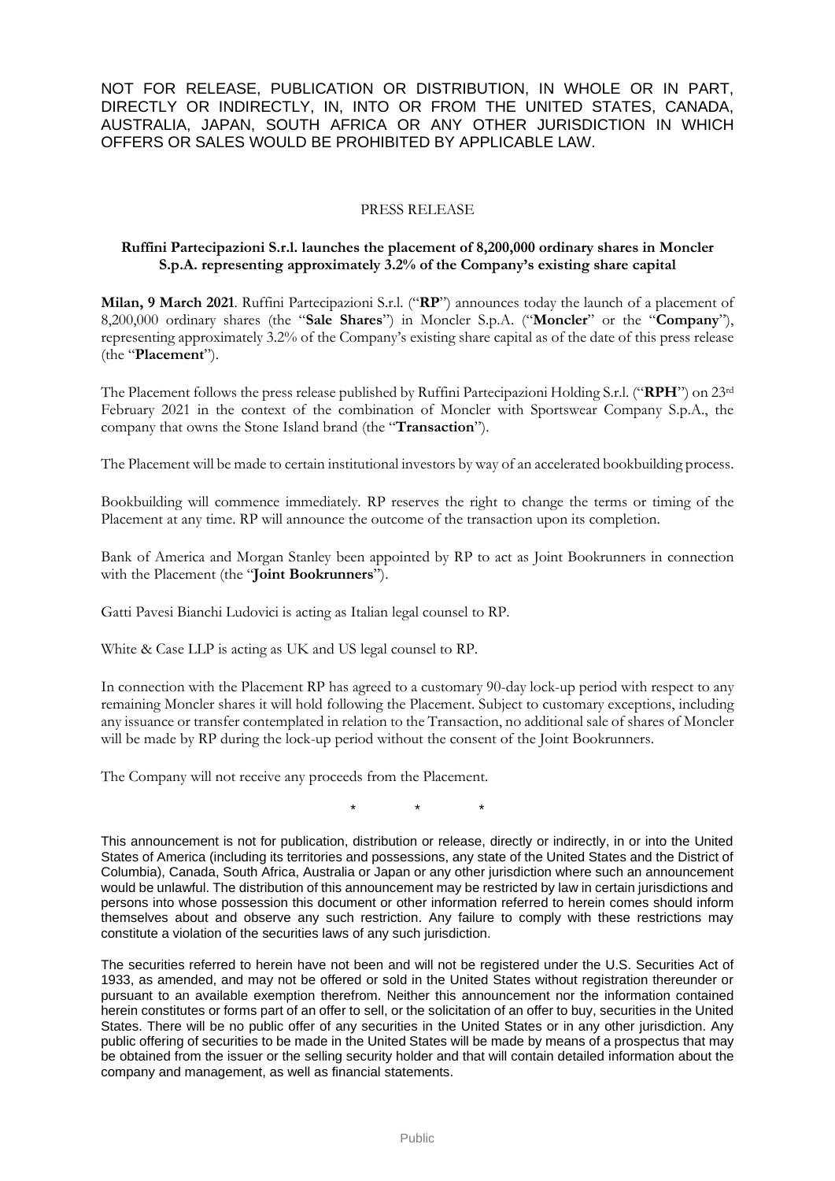NOT FOR RELEASE, PUBLICATION OR DISTRIBUTION, IN WHOLE OR IN PART, DIRECTLY OR INDIRECTLY, IN, INTO OR FROM THE UNITED STATES, CANADA, AUSTRALIA, JAPAN, SOUTH AFRICA OR ANY OTHER JURISDICTION IN WHICH OFFERS OR SALES WOULD BE PROHIBITED BY APPLICABLE LAW.

PRESS RELEASE

**Ruffini Partecipazioni S.r.l. launches the placement of 8,200,000 ordinary shares in Moncler S.p.A. representing approximately 3.2% of the Company's existing share capital**

**Milan, 9 March 2021**. Ruffini Partecipazioni S.r.l. ("**RP**") announces today the launch of a placement of 8,200,000 ordinary shares (the "**Sale Shares**") in Moncler S.p.A. ("**Moncler**" or the "**Company**"), representing approximately 3.2% of the Company's existing share capital as of the date of this press release (the "**Placement**").

The Placement follows the press release published by Ruffini Partecipazioni Holding S.r.l. ("**RPH**") on 23rd February 2021 in the context of the combination of Moncler with Sportswear Company S.p.A., the company that owns the Stone Island brand (the "**Transaction**").

The Placement will be made to certain institutional investors by way of an accelerated bookbuilding process.

Bookbuilding will commence immediately. RP reserves the right to change the terms or timing of the Placement at any time. RP will announce the outcome of the transaction upon its completion.

Bank of America and Morgan Stanley been appointed by RP to act as Joint Bookrunners in connection with the Placement (the "**Joint Bookrunners**").

Gatti Pavesi Bianchi Ludovici is acting as Italian legal counsel to RP.

White & Case LLP is acting as UK and US legal counsel to RP.

In connection with the Placement RP has agreed to a customary 90-day lock-up period with respect to any remaining Moncler shares it will hold following the Placement. Subject to customary exceptions, including any issuance or transfer contemplated in relation to the Transaction, no additional sale of shares of Moncler will be made by RP during the lock-up period without the consent of the Joint Bookrunners.

The Company will not receive any proceeds from the Placement.

\* \* \*

This announcement is not for publication, distribution or release, directly or indirectly, in or into the United States of America (including its territories and possessions, any state of the United States and the District of Columbia), Canada, South Africa, Australia or Japan or any other jurisdiction where such an announcement would be unlawful. The distribution of this announcement may be restricted by law in certain jurisdictions and persons into whose possession this document or other information referred to herein comes should inform themselves about and observe any such restriction. Any failure to comply with these restrictions may constitute a violation of the securities laws of any such jurisdiction.

The securities referred to herein have not been and will not be registered under the U.S. Securities Act of 1933, as amended, and may not be offered or sold in the United States without registration thereunder or pursuant to an available exemption therefrom. Neither this announcement nor the information contained herein constitutes or forms part of an offer to sell, or the solicitation of an offer to buy, securities in the United States. There will be no public offer of any securities in the United States or in any other jurisdiction. Any public offering of securities to be made in the United States will be made by means of a prospectus that may be obtained from the issuer or the selling security holder and that will contain detailed information about the company and management, as well as financial statements.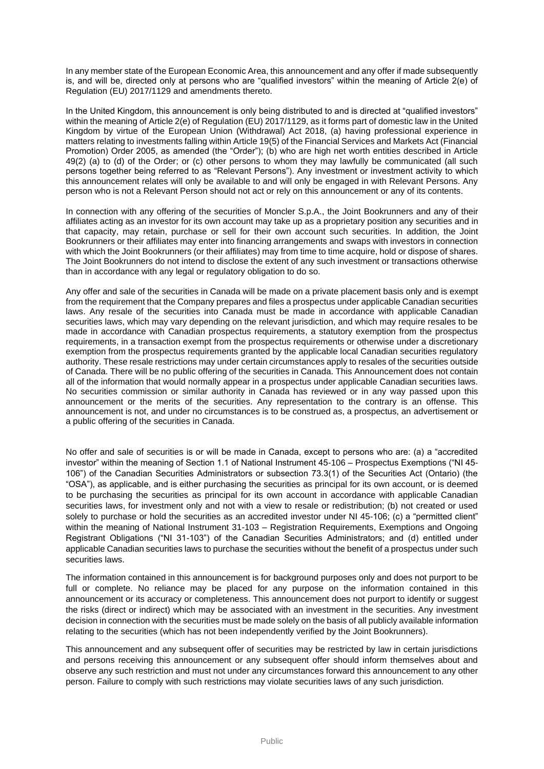In any member state of the European Economic Area, this announcement and any offer if made subsequently is, and will be, directed only at persons who are "qualified investors" within the meaning of Article 2(e) of Regulation (EU) 2017/1129 and amendments thereto.

In the United Kingdom, this announcement is only being distributed to and is directed at "qualified investors" within the meaning of Article 2(e) of Regulation (EU) 2017/1129, as it forms part of domestic law in the United Kingdom by virtue of the European Union (Withdrawal) Act 2018, (a) having professional experience in matters relating to investments falling within Article 19(5) of the Financial Services and Markets Act (Financial Promotion) Order 2005, as amended (the "Order"); (b) who are high net worth entities described in Article 49(2) (a) to (d) of the Order; or (c) other persons to whom they may lawfully be communicated (all such persons together being referred to as "Relevant Persons"). Any investment or investment activity to which this announcement relates will only be available to and will only be engaged in with Relevant Persons. Any person who is not a Relevant Person should not act or rely on this announcement or any of its contents.

In connection with any offering of the securities of Moncler S.p.A., the Joint Bookrunners and any of their affiliates acting as an investor for its own account may take up as a proprietary position any securities and in that capacity, may retain, purchase or sell for their own account such securities. In addition, the Joint Bookrunners or their affiliates may enter into financing arrangements and swaps with investors in connection with which the Joint Bookrunners (or their affiliates) may from time to time acquire, hold or dispose of shares. The Joint Bookrunners do not intend to disclose the extent of any such investment or transactions otherwise than in accordance with any legal or regulatory obligation to do so.

Any offer and sale of the securities in Canada will be made on a private placement basis only and is exempt from the requirement that the Company prepares and files a prospectus under applicable Canadian securities laws. Any resale of the securities into Canada must be made in accordance with applicable Canadian securities laws, which may vary depending on the relevant jurisdiction, and which may require resales to be made in accordance with Canadian prospectus requirements, a statutory exemption from the prospectus requirements, in a transaction exempt from the prospectus requirements or otherwise under a discretionary exemption from the prospectus requirements granted by the applicable local Canadian securities regulatory authority. These resale restrictions may under certain circumstances apply to resales of the securities outside of Canada. There will be no public offering of the securities in Canada. This Announcement does not contain all of the information that would normally appear in a prospectus under applicable Canadian securities laws. No securities commission or similar authority in Canada has reviewed or in any way passed upon this announcement or the merits of the securities. Any representation to the contrary is an offense. This announcement is not, and under no circumstances is to be construed as, a prospectus, an advertisement or a public offering of the securities in Canada.

No offer and sale of securities is or will be made in Canada, except to persons who are: (a) a "accredited investor" within the meaning of Section 1.1 of National Instrument 45-106 – Prospectus Exemptions ("NI 45-106") of the Canadian Securities Administrators or subsection 73.3(1) of the Securities Act (Ontario) (the "OSA"), as applicable, and is either purchasing the securities as principal for its own account, or is deemed to be purchasing the securities as principal for its own account in accordance with applicable Canadian securities laws, for investment only and not with a view to resale or redistribution; (b) not created or used solely to purchase or hold the securities as an accredited investor under NI 45-106; (c) a "permitted client" within the meaning of National Instrument 31-103 – Registration Requirements, Exemptions and Ongoing Registrant Obligations ("NI 31-103") of the Canadian Securities Administrators; and (d) entitled under applicable Canadian securities laws to purchase the securities without the benefit of a prospectus under such securities laws.

The information contained in this announcement is for background purposes only and does not purport to be full or complete. No reliance may be placed for any purpose on the information contained in this announcement or its accuracy or completeness. This announcement does not purport to identify or suggest the risks (direct or indirect) which may be associated with an investment in the securities. Any investment decision in connection with the securities must be made solely on the basis of all publicly available information relating to the securities (which has not been independently verified by the Joint Bookrunners).

This announcement and any subsequent offer of securities may be restricted by law in certain jurisdictions and persons receiving this announcement or any subsequent offer should inform themselves about and observe any such restriction and must not under any circumstances forward this announcement to any other person. Failure to comply with such restrictions may violate securities laws of any such jurisdiction.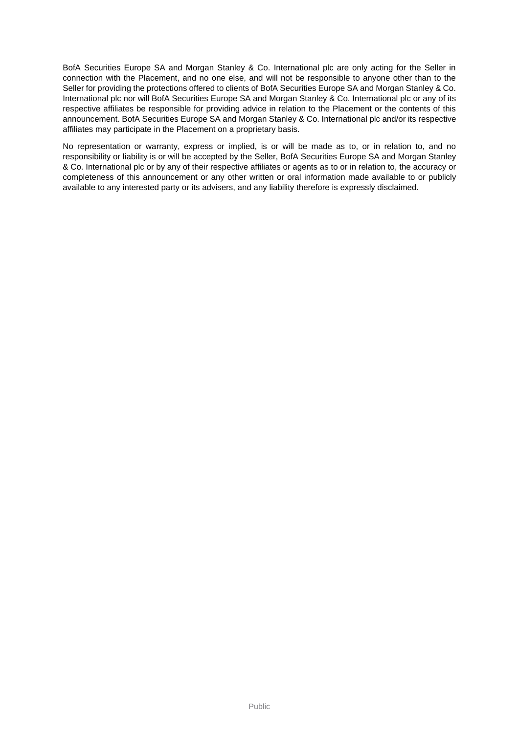BofA Securities Europe SA and Morgan Stanley & Co. International plc are only acting for the Seller in connection with the Placement, and no one else, and will not be responsible to anyone other than to the Seller for providing the protections offered to clients of BofA Securities Europe SA and Morgan Stanley & Co. International plc nor will BofA Securities Europe SA and Morgan Stanley & Co. International plc or any of its respective affiliates be responsible for providing advice in relation to the Placement or the contents of this announcement. BofA Securities Europe SA and Morgan Stanley & Co. International plc and/or its respective affiliates may participate in the Placement on a proprietary basis.

No representation or warranty, express or implied, is or will be made as to, or in relation to, and no responsibility or liability is or will be accepted by the Seller, BofA Securities Europe SA and Morgan Stanley & Co. International plc or by any of their respective affiliates or agents as to or in relation to, the accuracy or completeness of this announcement or any other written or oral information made available to or publicly available to any interested party or its advisers, and any liability therefore is expressly disclaimed.